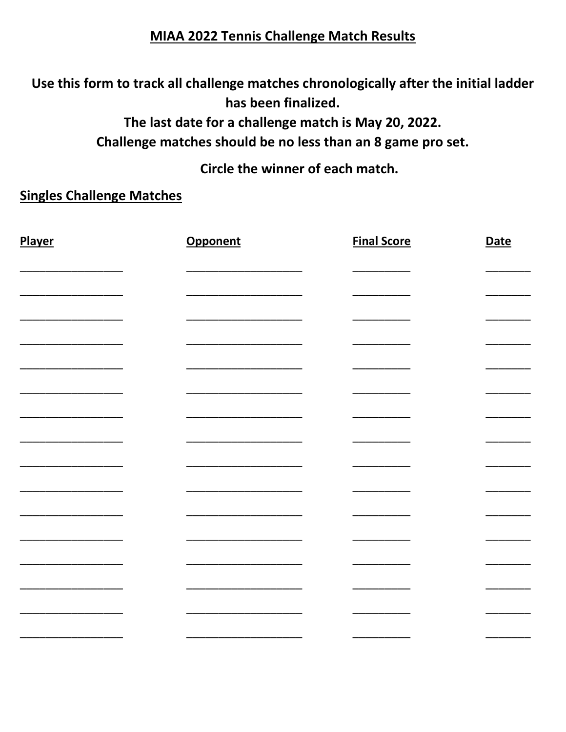# MIAA 2022 Tennis Challenge Match Results

**Use this form to track all challenge matches chronologically after the initial ladder has been finalized.**

**The last date for a challenge match is May 20, 2022.**

**Challenge matches should be no less than an 8 game pro set.**

**Circle the winner of each match.**

## Singles Challenge Matches

| Player | Opponent | Final Score | Date |
| --- | --- | --- | --- |
| | | | |
| | | | |
| | | | |
| | | | |
| | | | |
| | | | |
| | | | |
| | | | |
| | | | |
| | | | |
| | | | |
| | | | |
| | | | |
| | | | |
| | | | |
| | | | |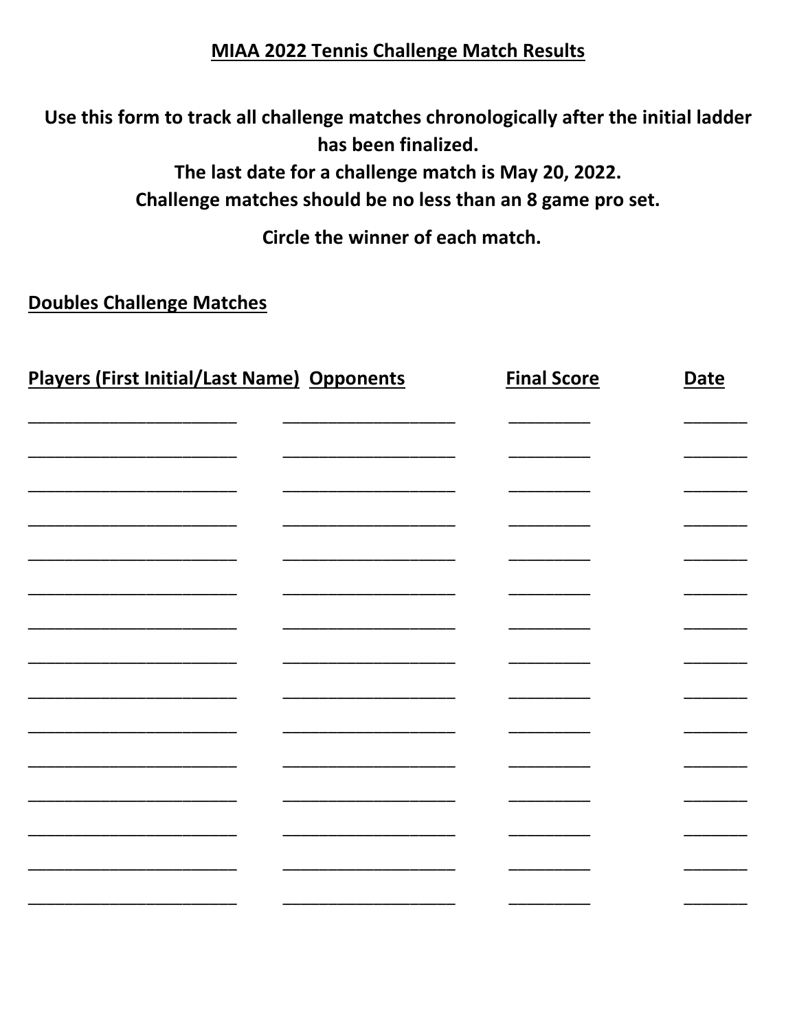## MIAA 2022 Tennis Challenge Match Results

**Use this form to track all challenge matches chronologically after the initial ladder has been finalized.**

**The last date for a challenge match is May 20, 2022.**

**Challenge matches should be no less than an 8 game pro set.**

**Circle the winner of each match.**

### Doubles Challenge Matches

| Players (First Initial/Last Name) | Opponents | Final Score | Date |
|---|---|---|---|
| | | | |
| | | | |
| | | | |
| | | | |
| | | | |
| | | | |
| | | | |
| | | | |
| | | | |
| | | | |
| | | | |
| | | | |
| | | | |
| | | | |
| | | | |